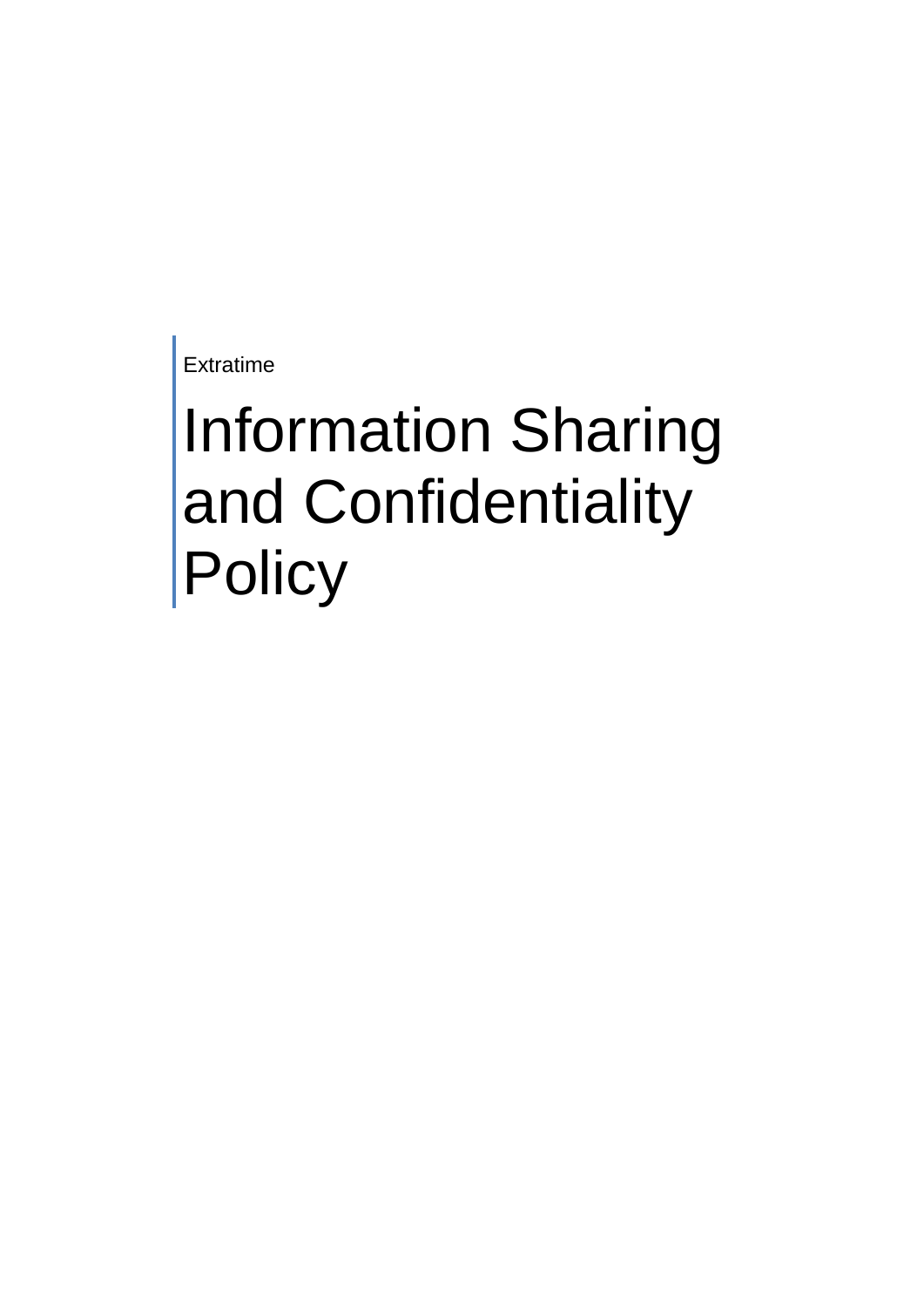Extratime

# Information Sharing and Confidentiality Policy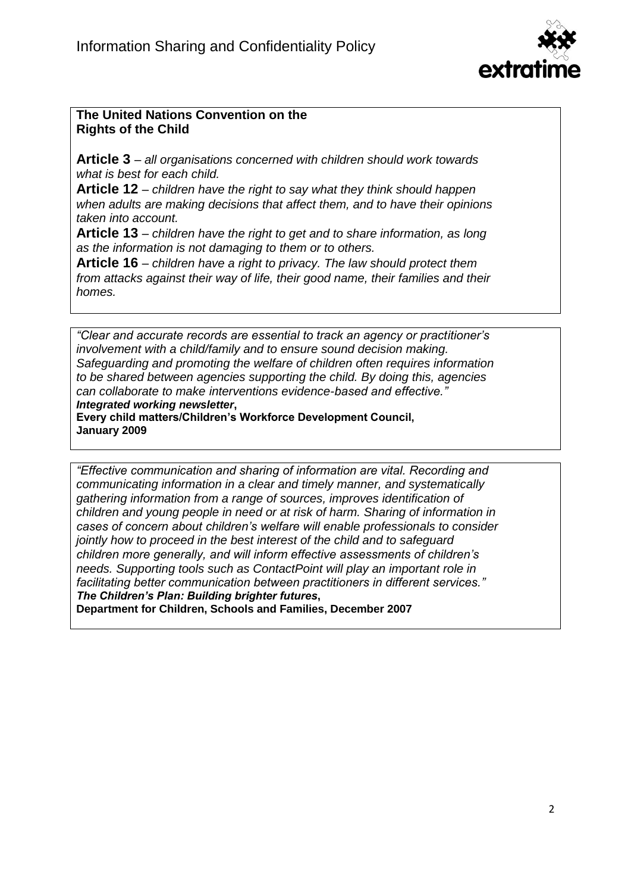**The United Nations Convention on the Rights of the Child**

**Article 3** – *all organisations concerned with children should work towards what is best for each child.*

**Article 12** – *children have the right to say what they think should happen when adults are making decisions that affect them, and to have their opinions taken into account.*

**Article 13** – *children have the right to get and to share information, as long as the information is not damaging to them or to others.*

**Article 16** – *children have a right to privacy. The law should protect them from attacks against their way of life, their good name, their families and their homes.*

*"Clear and accurate records are essential to track an agency or practitioner's involvement with a child/family and to ensure sound decision making. Safeguarding and promoting the welfare of children often requires information to be shared between agencies supporting the child. By doing this, agencies can collaborate to make interventions evidence-based and effective."*
***Integrated working newsletter*, Every child matters/Children's Workforce Development Council, January 2009**

*"Effective communication and sharing of information are vital. Recording and communicating information in a clear and timely manner, and systematically gathering information from a range of sources, improves identification of children and young people in need or at risk of harm. Sharing of information in cases of concern about children's welfare will enable professionals to consider jointly how to proceed in the best interest of the child and to safeguard children more generally, and will inform effective assessments of children's needs. Supporting tools such as ContactPoint will play an important role in facilitating better communication between practitioners in different services."*
***The Children's Plan: Building brighter futures*, Department for Children, Schools and Families, December 2007**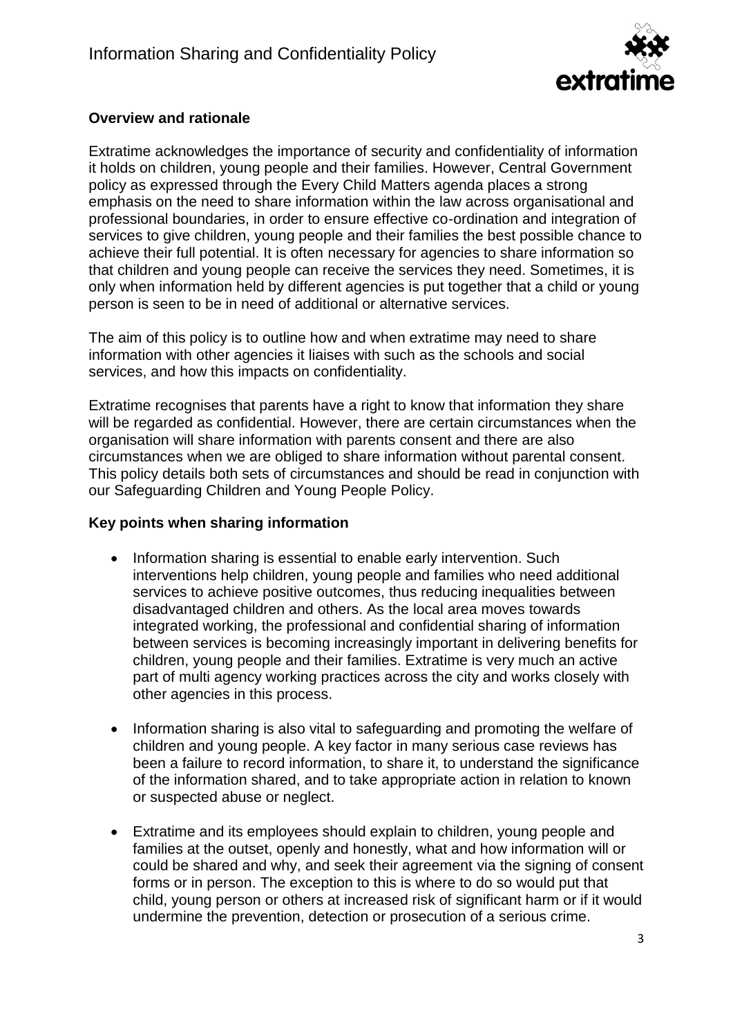**Overview and rationale**

Extratime acknowledges the importance of security and confidentiality of information it holds on children, young people and their families. However, Central Government policy as expressed through the Every Child Matters agenda places a strong emphasis on the need to share information within the law across organisational and professional boundaries, in order to ensure effective co-ordination and integration of services to give children, young people and their families the best possible chance to achieve their full potential. It is often necessary for agencies to share information so that children and young people can receive the services they need. Sometimes, it is only when information held by different agencies is put together that a child or young person is seen to be in need of additional or alternative services.

The aim of this policy is to outline how and when extratime may need to share information with other agencies it liaises with such as the schools and social services, and how this impacts on confidentiality.

Extratime recognises that parents have a right to know that information they share will be regarded as confidential. However, there are certain circumstances when the organisation will share information with parents consent and there are also circumstances when we are obliged to share information without parental consent. This policy details both sets of circumstances and should be read in conjunction with our Safeguarding Children and Young People Policy.

**Key points when sharing information**

- Information sharing is essential to enable early intervention. Such interventions help children, young people and families who need additional services to achieve positive outcomes, thus reducing inequalities between disadvantaged children and others. As the local area moves towards integrated working, the professional and confidential sharing of information between services is becoming increasingly important in delivering benefits for children, young people and their families. Extratime is very much an active part of multi agency working practices across the city and works closely with other agencies in this process.

- Information sharing is also vital to safeguarding and promoting the welfare of children and young people. A key factor in many serious case reviews has been a failure to record information, to share it, to understand the significance of the information shared, and to take appropriate action in relation to known or suspected abuse or neglect.

- Extratime and its employees should explain to children, young people and families at the outset, openly and honestly, what and how information will or could be shared and why, and seek their agreement via the signing of consent forms or in person. The exception to this is where to do so would put that child, young person or others at increased risk of significant harm or if it would undermine the prevention, detection or prosecution of a serious crime.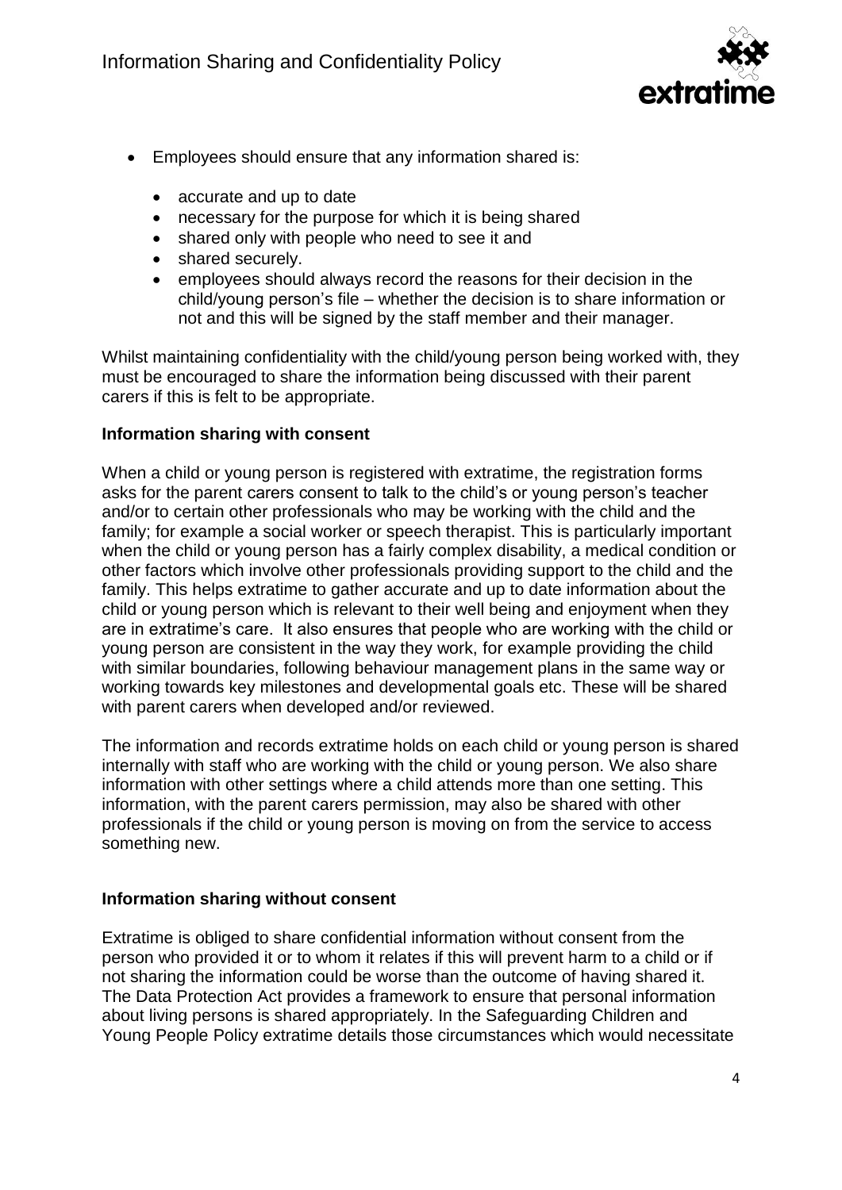- Employees should ensure that any information shared is:
  - accurate and up to date
  - necessary for the purpose for which it is being shared
  - shared only with people who need to see it and
  - shared securely.
  - employees should always record the reasons for their decision in the child/young person's file – whether the decision is to share information or not and this will be signed by the staff member and their manager.

Whilst maintaining confidentiality with the child/young person being worked with, they must be encouraged to share the information being discussed with their parent carers if this is felt to be appropriate.

**Information sharing with consent**

When a child or young person is registered with extratime, the registration forms asks for the parent carers consent to talk to the child's or young person's teacher and/or to certain other professionals who may be working with the child and the family; for example a social worker or speech therapist. This is particularly important when the child or young person has a fairly complex disability, a medical condition or other factors which involve other professionals providing support to the child and the family. This helps extratime to gather accurate and up to date information about the child or young person which is relevant to their well being and enjoyment when they are in extratime's care. It also ensures that people who are working with the child or young person are consistent in the way they work, for example providing the child with similar boundaries, following behaviour management plans in the same way or working towards key milestones and developmental goals etc. These will be shared with parent carers when developed and/or reviewed.

The information and records extratime holds on each child or young person is shared internally with staff who are working with the child or young person. We also share information with other settings where a child attends more than one setting. This information, with the parent carers permission, may also be shared with other professionals if the child or young person is moving on from the service to access something new.

**Information sharing without consent**

Extratime is obliged to share confidential information without consent from the person who provided it or to whom it relates if this will prevent harm to a child or if not sharing the information could be worse than the outcome of having shared it. The Data Protection Act provides a framework to ensure that personal information about living persons is shared appropriately. In the Safeguarding Children and Young People Policy extratime details those circumstances which would necessitate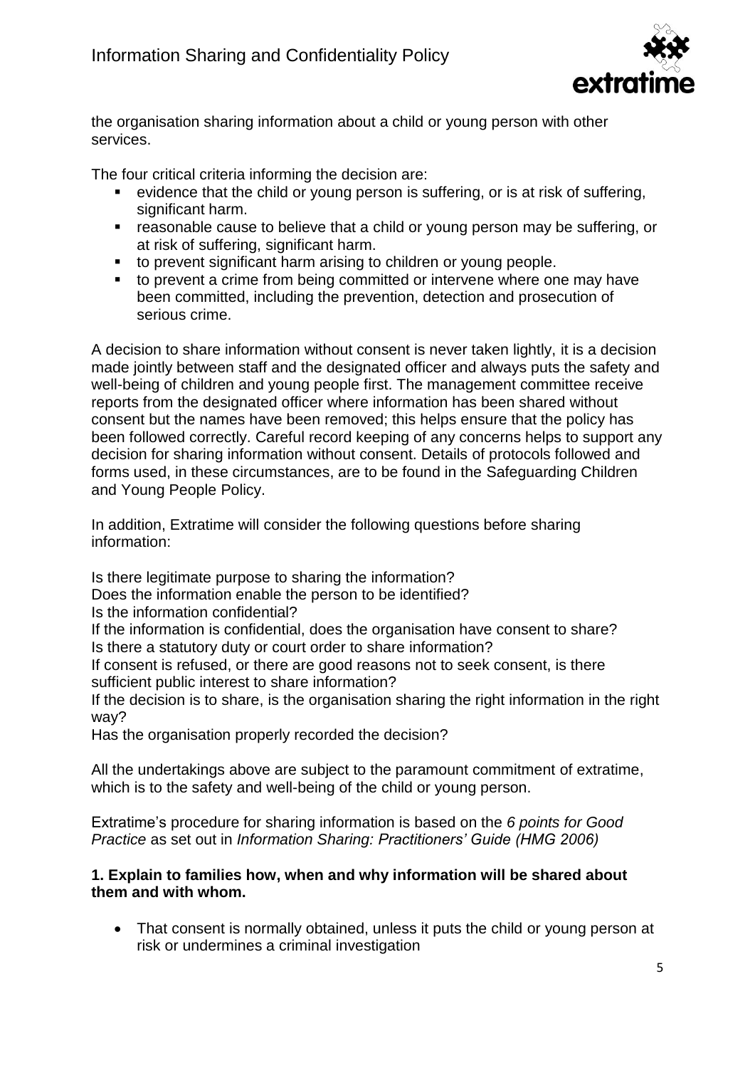the organisation sharing information about a child or young person with other services.

The four critical criteria informing the decision are:

- evidence that the child or young person is suffering, or is at risk of suffering, significant harm.
- reasonable cause to believe that a child or young person may be suffering, or at risk of suffering, significant harm.
- to prevent significant harm arising to children or young people.
- to prevent a crime from being committed or intervene where one may have been committed, including the prevention, detection and prosecution of serious crime.

A decision to share information without consent is never taken lightly, it is a decision made jointly between staff and the designated officer and always puts the safety and well-being of children and young people first. The management committee receive reports from the designated officer where information has been shared without consent but the names have been removed; this helps ensure that the policy has been followed correctly. Careful record keeping of any concerns helps to support any decision for sharing information without consent. Details of protocols followed and forms used, in these circumstances, are to be found in the Safeguarding Children and Young People Policy.

In addition, Extratime will consider the following questions before sharing information:

Is there legitimate purpose to sharing the information?
Does the information enable the person to be identified?
Is the information confidential?
If the information is confidential, does the organisation have consent to share?
Is there a statutory duty or court order to share information?
If consent is refused, or there are good reasons not to seek consent, is there sufficient public interest to share information?
If the decision is to share, is the organisation sharing the right information in the right way?
Has the organisation properly recorded the decision?

All the undertakings above are subject to the paramount commitment of extratime, which is to the safety and well-being of the child or young person.

Extratime's procedure for sharing information is based on the *6 points for Good Practice* as set out in *Information Sharing: Practitioners' Guide (HMG 2006)*

**1. Explain to families how, when and why information will be shared about them and with whom.**

- That consent is normally obtained, unless it puts the child or young person at risk or undermines a criminal investigation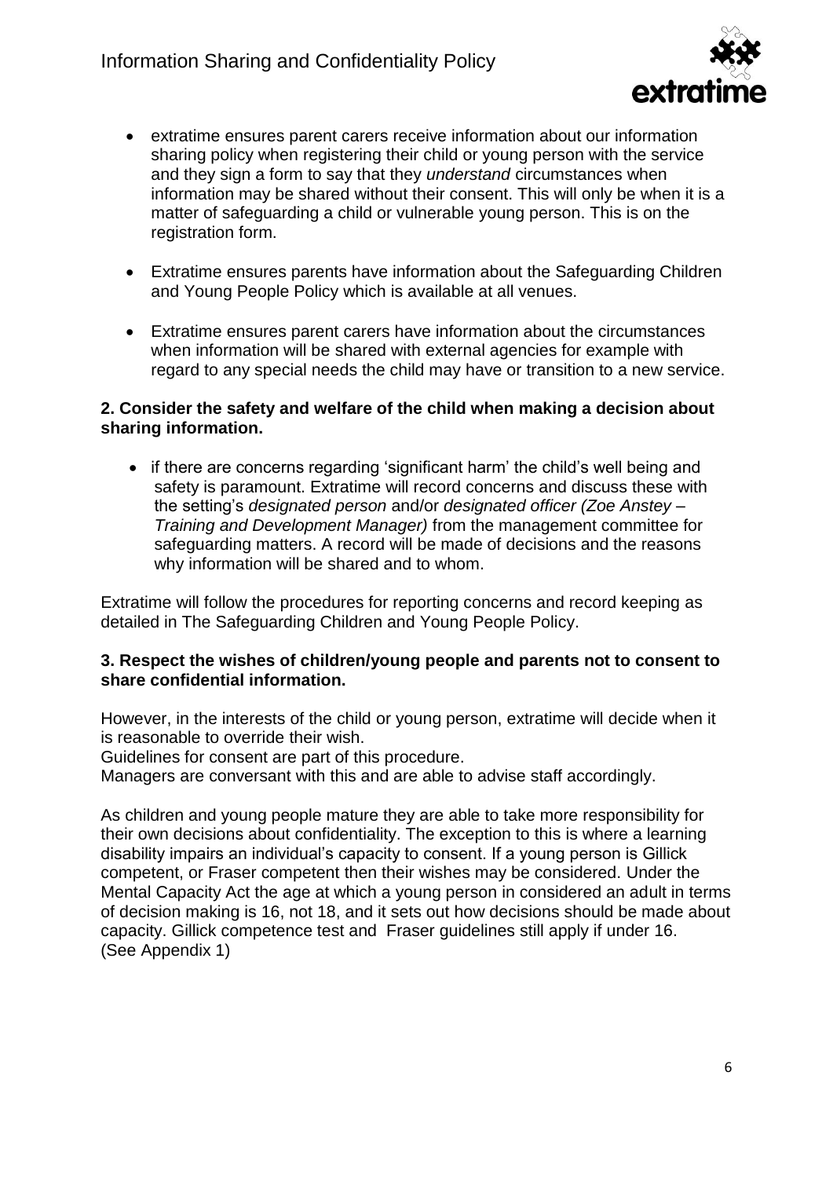- extratime ensures parent carers receive information about our information sharing policy when registering their child or young person with the service and they sign a form to say that they *understand* circumstances when information may be shared without their consent. This will only be when it is a matter of safeguarding a child or vulnerable young person. This is on the registration form.

- Extratime ensures parents have information about the Safeguarding Children and Young People Policy which is available at all venues.

- Extratime ensures parent carers have information about the circumstances when information will be shared with external agencies for example with regard to any special needs the child may have or transition to a new service.

**2. Consider the safety and welfare of the child when making a decision about sharing information.**

- if there are concerns regarding 'significant harm' the child's well being and safety is paramount. Extratime will record concerns and discuss these with the setting's *designated person* and/or *designated officer (Zoe Anstey – Training and Development Manager)* from the management committee for safeguarding matters. A record will be made of decisions and the reasons why information will be shared and to whom.

Extratime will follow the procedures for reporting concerns and record keeping as detailed in The Safeguarding Children and Young People Policy.

**3. Respect the wishes of children/young people and parents not to consent to share confidential information.**

However, in the interests of the child or young person, extratime will decide when it is reasonable to override their wish.
Guidelines for consent are part of this procedure.
Managers are conversant with this and are able to advise staff accordingly.

As children and young people mature they are able to take more responsibility for their own decisions about confidentiality. The exception to this is where a learning disability impairs an individual's capacity to consent. If a young person is Gillick competent, or Fraser competent then their wishes may be considered. Under the Mental Capacity Act the age at which a young person in considered an adult in terms of decision making is 16, not 18, and it sets out how decisions should be made about capacity. Gillick competence test and Fraser guidelines still apply if under 16.
(See Appendix 1)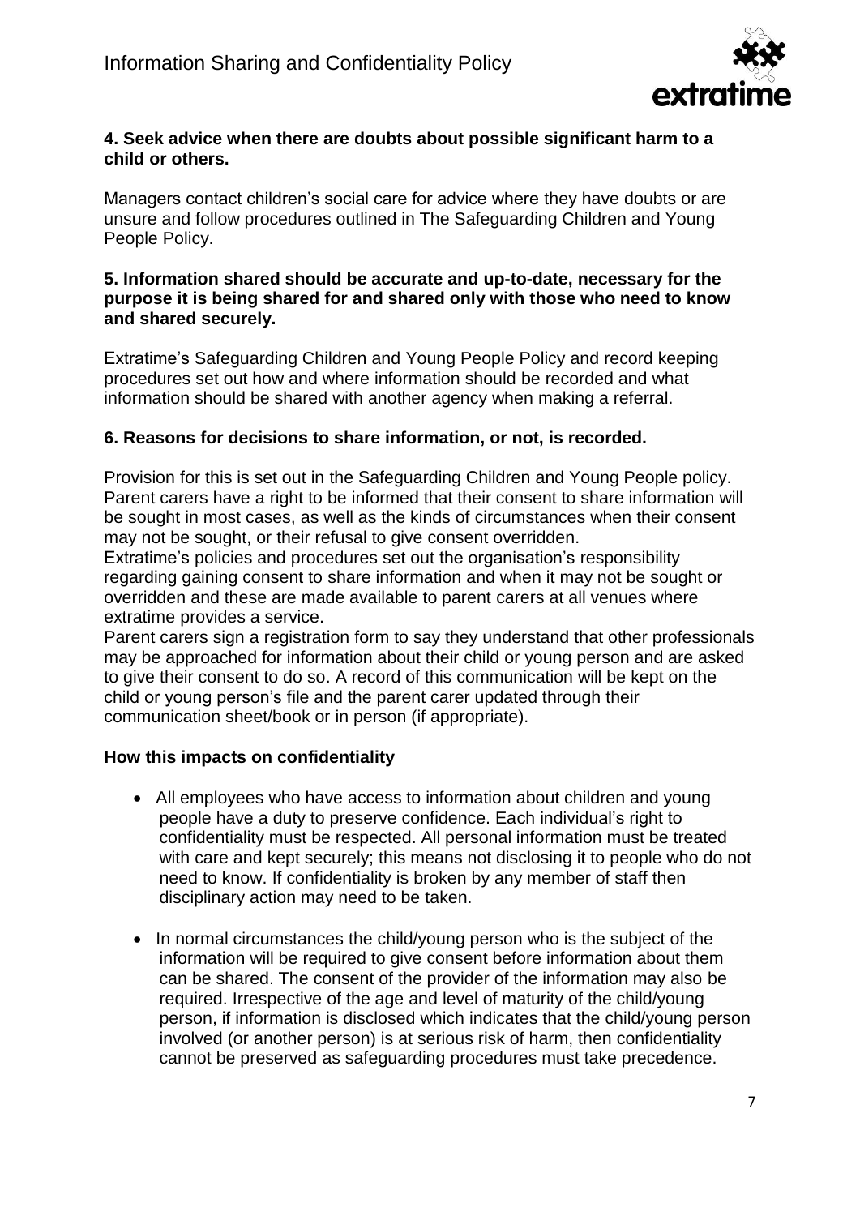**4. Seek advice when there are doubts about possible significant harm to a child or others.**

Managers contact children's social care for advice where they have doubts or are unsure and follow procedures outlined in The Safeguarding Children and Young People Policy.

**5. Information shared should be accurate and up-to-date, necessary for the purpose it is being shared for and shared only with those who need to know and shared securely.**

Extratime's Safeguarding Children and Young People Policy and record keeping procedures set out how and where information should be recorded and what information should be shared with another agency when making a referral.

**6. Reasons for decisions to share information, or not, is recorded.**

Provision for this is set out in the Safeguarding Children and Young People policy. Parent carers have a right to be informed that their consent to share information will be sought in most cases, as well as the kinds of circumstances when their consent may not be sought, or their refusal to give consent overridden.
Extratime's policies and procedures set out the organisation's responsibility regarding gaining consent to share information and when it may not be sought or overridden and these are made available to parent carers at all venues where extratime provides a service.
Parent carers sign a registration form to say they understand that other professionals may be approached for information about their child or young person and are asked to give their consent to do so. A record of this communication will be kept on the child or young person's file and the parent carer updated through their communication sheet/book or in person (if appropriate).

**How this impacts on confidentiality**

- All employees who have access to information about children and young people have a duty to preserve confidence. Each individual's right to confidentiality must be respected. All personal information must be treated with care and kept securely; this means not disclosing it to people who do not need to know. If confidentiality is broken by any member of staff then disciplinary action may need to be taken.
- In normal circumstances the child/young person who is the subject of the information will be required to give consent before information about them can be shared. The consent of the provider of the information may also be required. Irrespective of the age and level of maturity of the child/young person, if information is disclosed which indicates that the child/young person involved (or another person) is at serious risk of harm, then confidentiality cannot be preserved as safeguarding procedures must take precedence.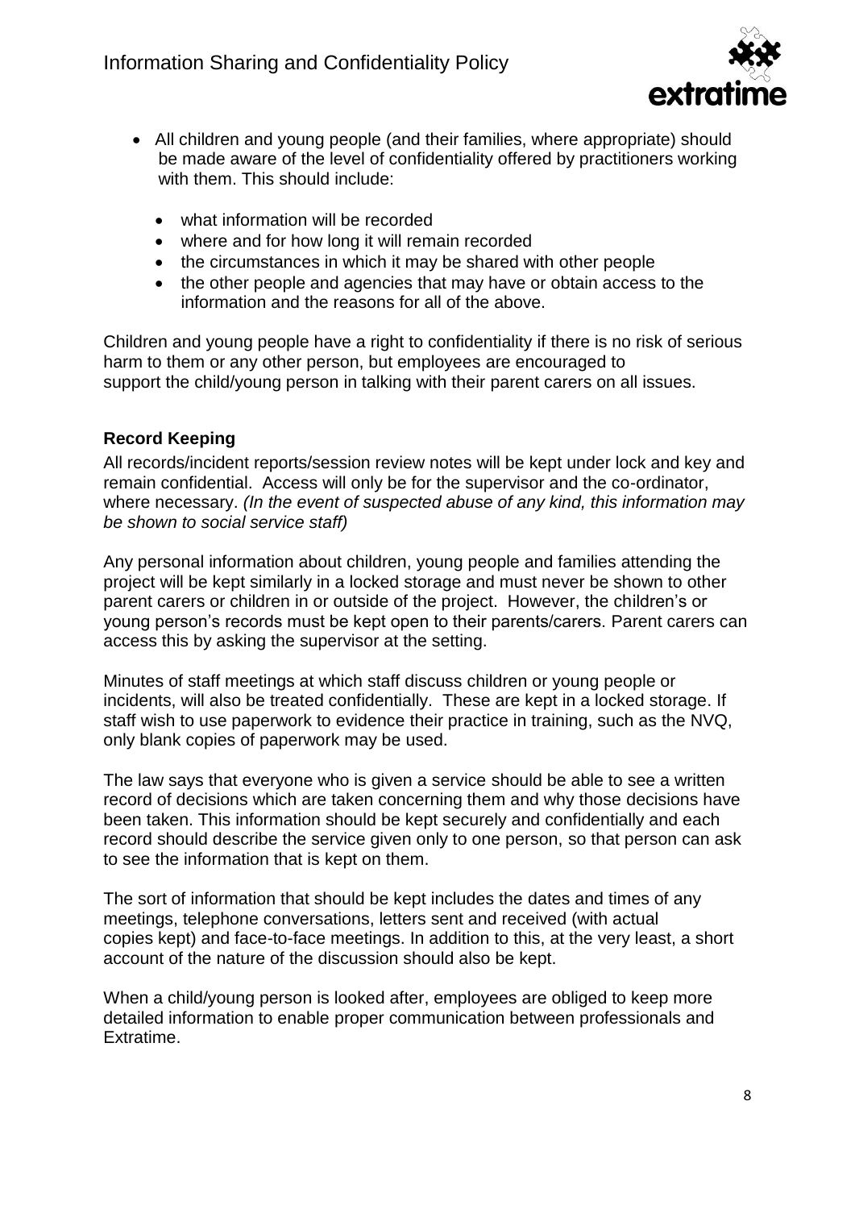- All children and young people (and their families, where appropriate) should be made aware of the level of confidentiality offered by practitioners working with them. This should include:
  - what information will be recorded
  - where and for how long it will remain recorded
  - the circumstances in which it may be shared with other people
  - the other people and agencies that may have or obtain access to the information and the reasons for all of the above.

Children and young people have a right to confidentiality if there is no risk of serious harm to them or any other person, but employees are encouraged to support the child/young person in talking with their parent carers on all issues.

**Record Keeping**

All records/incident reports/session review notes will be kept under lock and key and remain confidential. Access will only be for the supervisor and the co-ordinator, where necessary. *(In the event of suspected abuse of any kind, this information may be shown to social service staff)*

Any personal information about children, young people and families attending the project will be kept similarly in a locked storage and must never be shown to other parent carers or children in or outside of the project. However, the children's or young person's records must be kept open to their parents/carers. Parent carers can access this by asking the supervisor at the setting.

Minutes of staff meetings at which staff discuss children or young people or incidents, will also be treated confidentially. These are kept in a locked storage. If staff wish to use paperwork to evidence their practice in training, such as the NVQ, only blank copies of paperwork may be used.

The law says that everyone who is given a service should be able to see a written record of decisions which are taken concerning them and why those decisions have been taken. This information should be kept securely and confidentially and each record should describe the service given only to one person, so that person can ask to see the information that is kept on them.

The sort of information that should be kept includes the dates and times of any meetings, telephone conversations, letters sent and received (with actual copies kept) and face-to-face meetings. In addition to this, at the very least, a short account of the nature of the discussion should also be kept.

When a child/young person is looked after, employees are obliged to keep more detailed information to enable proper communication between professionals and Extratime.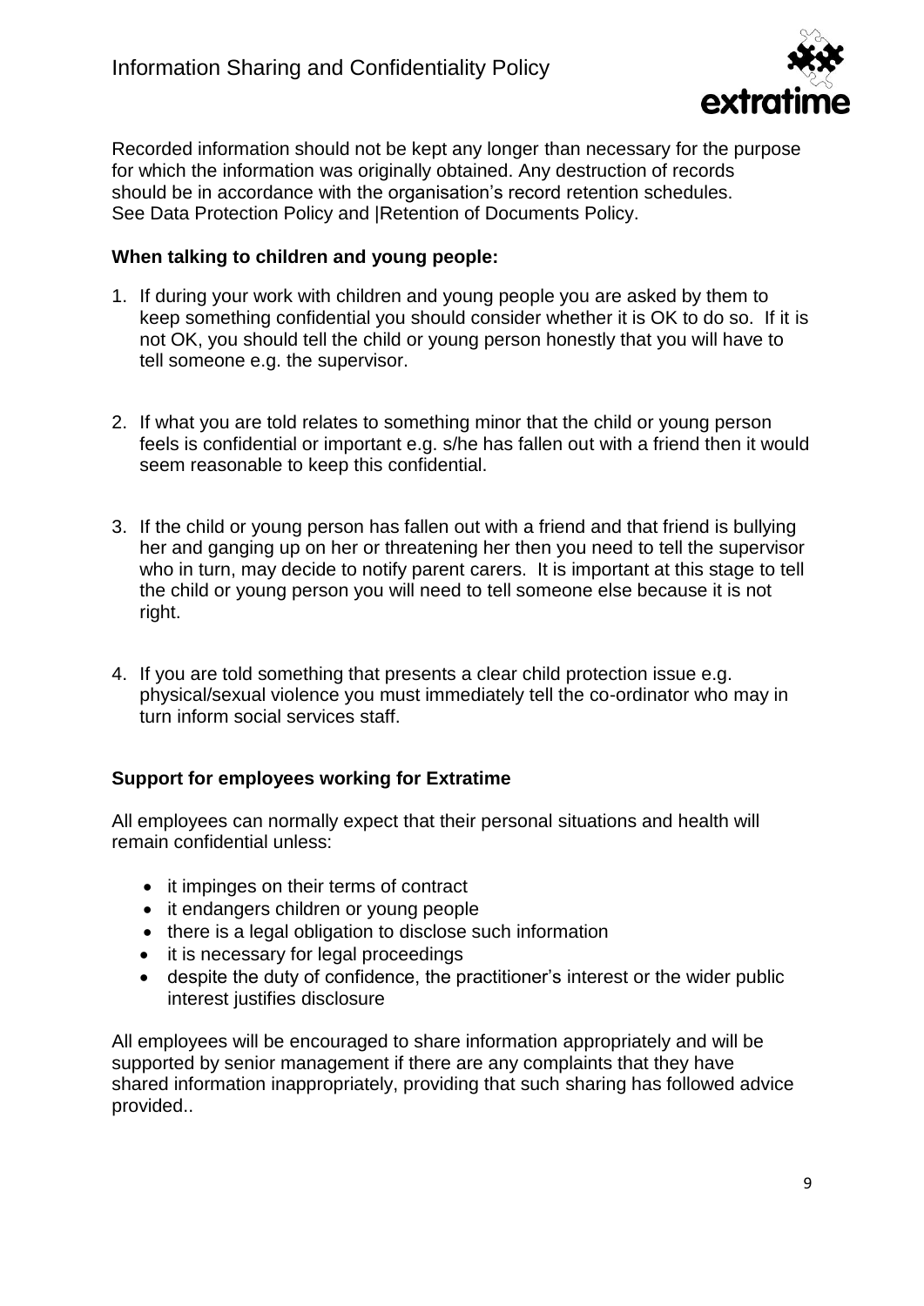Recorded information should not be kept any longer than necessary for the purpose for which the information was originally obtained. Any destruction of records should be in accordance with the organisation's record retention schedules. See Data Protection Policy and |Retention of Documents Policy.

**When talking to children and young people:**

1. If during your work with children and young people you are asked by them to keep something confidential you should consider whether it is OK to do so. If it is not OK, you should tell the child or young person honestly that you will have to tell someone e.g. the supervisor.

2. If what you are told relates to something minor that the child or young person feels is confidential or important e.g. s/he has fallen out with a friend then it would seem reasonable to keep this confidential.

3. If the child or young person has fallen out with a friend and that friend is bullying her and ganging up on her or threatening her then you need to tell the supervisor who in turn, may decide to notify parent carers. It is important at this stage to tell the child or young person you will need to tell someone else because it is not right.

4. If you are told something that presents a clear child protection issue e.g. physical/sexual violence you must immediately tell the co-ordinator who may in turn inform social services staff.

**Support for employees working for Extratime**

All employees can normally expect that their personal situations and health will remain confidential unless:

- it impinges on their terms of contract
- it endangers children or young people
- there is a legal obligation to disclose such information
- it is necessary for legal proceedings
- despite the duty of confidence, the practitioner's interest or the wider public interest justifies disclosure

All employees will be encouraged to share information appropriately and will be supported by senior management if there are any complaints that they have shared information inappropriately, providing that such sharing has followed advice provided..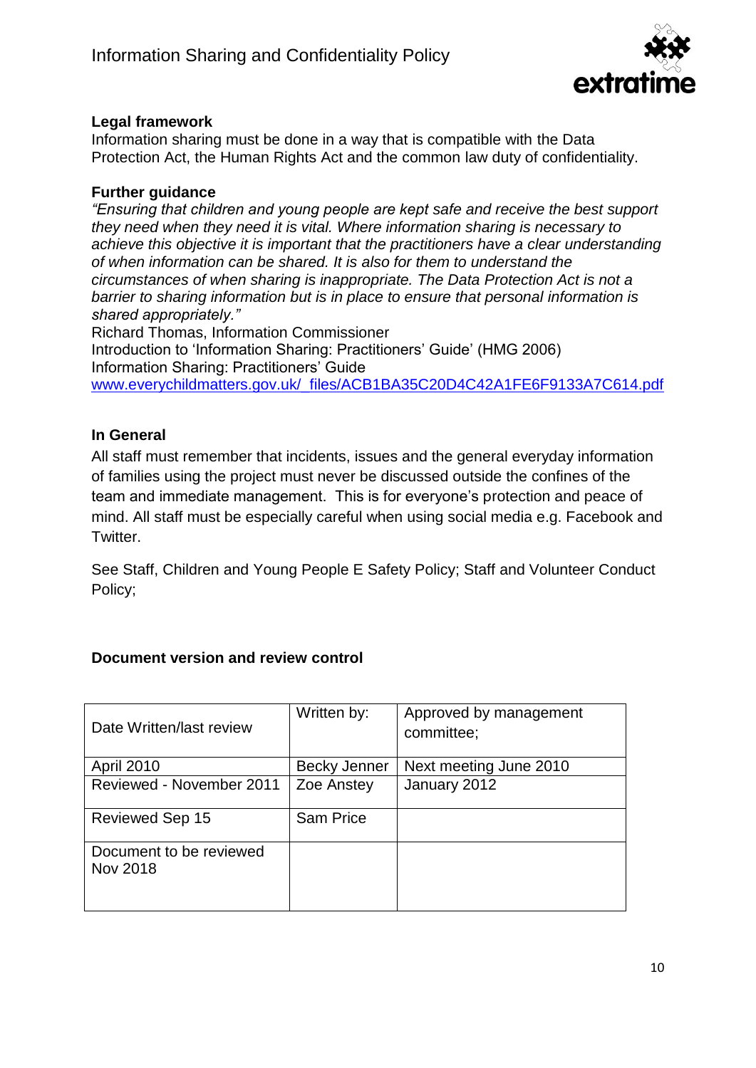**Legal framework**

Information sharing must be done in a way that is compatible with the Data Protection Act, the Human Rights Act and the common law duty of confidentiality.

**Further guidance**

*"Ensuring that children and young people are kept safe and receive the best support they need when they need it is vital. Where information sharing is necessary to achieve this objective it is important that the practitioners have a clear understanding of when information can be shared. It is also for them to understand the circumstances of when sharing is inappropriate. The Data Protection Act is not a barrier to sharing information but is in place to ensure that personal information is shared appropriately."*

Richard Thomas, Information Commissioner

Introduction to 'Information Sharing: Practitioners' Guide' (HMG 2006)

Information Sharing: Practitioners' Guide

www.everychildmatters.gov.uk/_files/ACB1BA35C20D4C42A1FE6F9133A7C614.pdf

**In General**

All staff must remember that incidents, issues and the general everyday information of families using the project must never be discussed outside the confines of the team and immediate management. This is for everyone's protection and peace of mind. All staff must be especially careful when using social media e.g. Facebook and Twitter.

See Staff, Children and Young People E Safety Policy; Staff and Volunteer Conduct Policy;

**Document version and review control**

| Date Written/last review | Written by: | Approved by management committee; |
|---|---|---|
| April 2010 | Becky Jenner | Next meeting June 2010 |
| Reviewed - November 2011 | Zoe Anstey | January 2012 |
| Reviewed Sep 15 | Sam Price | |
| Document to be reviewed Nov 2018 | | |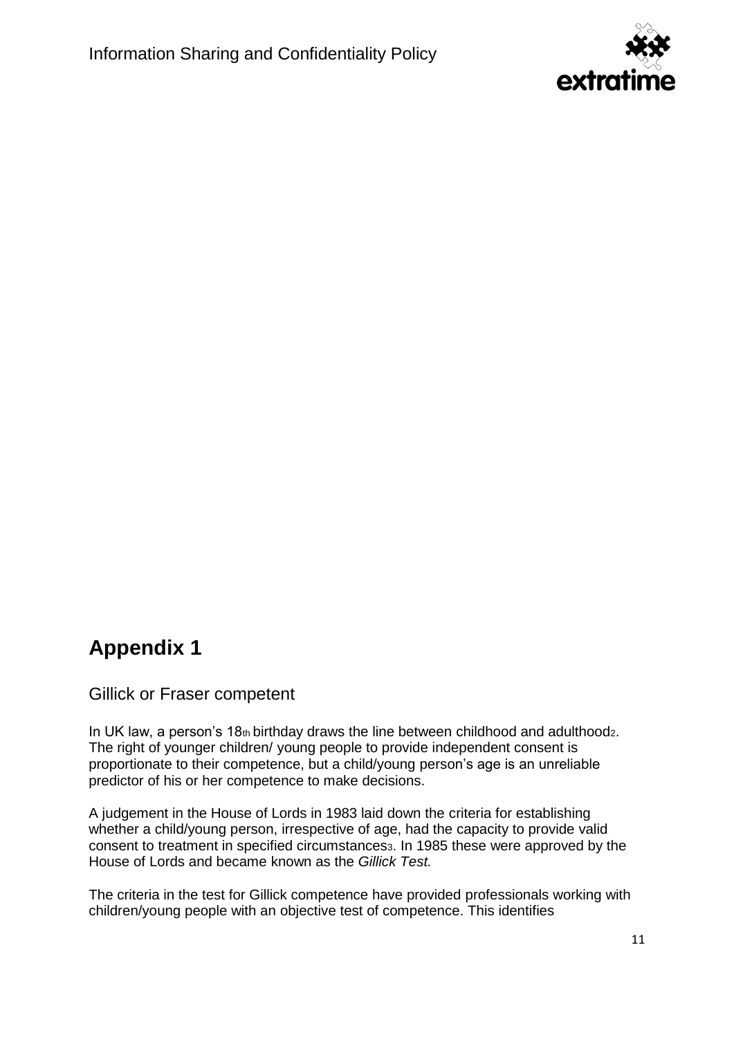## Appendix 1

### Gillick or Fraser competent

In UK law, a person's 18th birthday draws the line between childhood and adulthood[2]. The right of younger children/ young people to provide independent consent is proportionate to their competence, but a child/young person's age is an unreliable predictor of his or her competence to make decisions.

A judgement in the House of Lords in 1983 laid down the criteria for establishing whether a child/young person, irrespective of age, had the capacity to provide valid consent to treatment in specified circumstances[3]. In 1985 these were approved by the House of Lords and became known as the *Gillick Test.*

The criteria in the test for Gillick competence have provided professionals working with children/young people with an objective test of competence. This identifies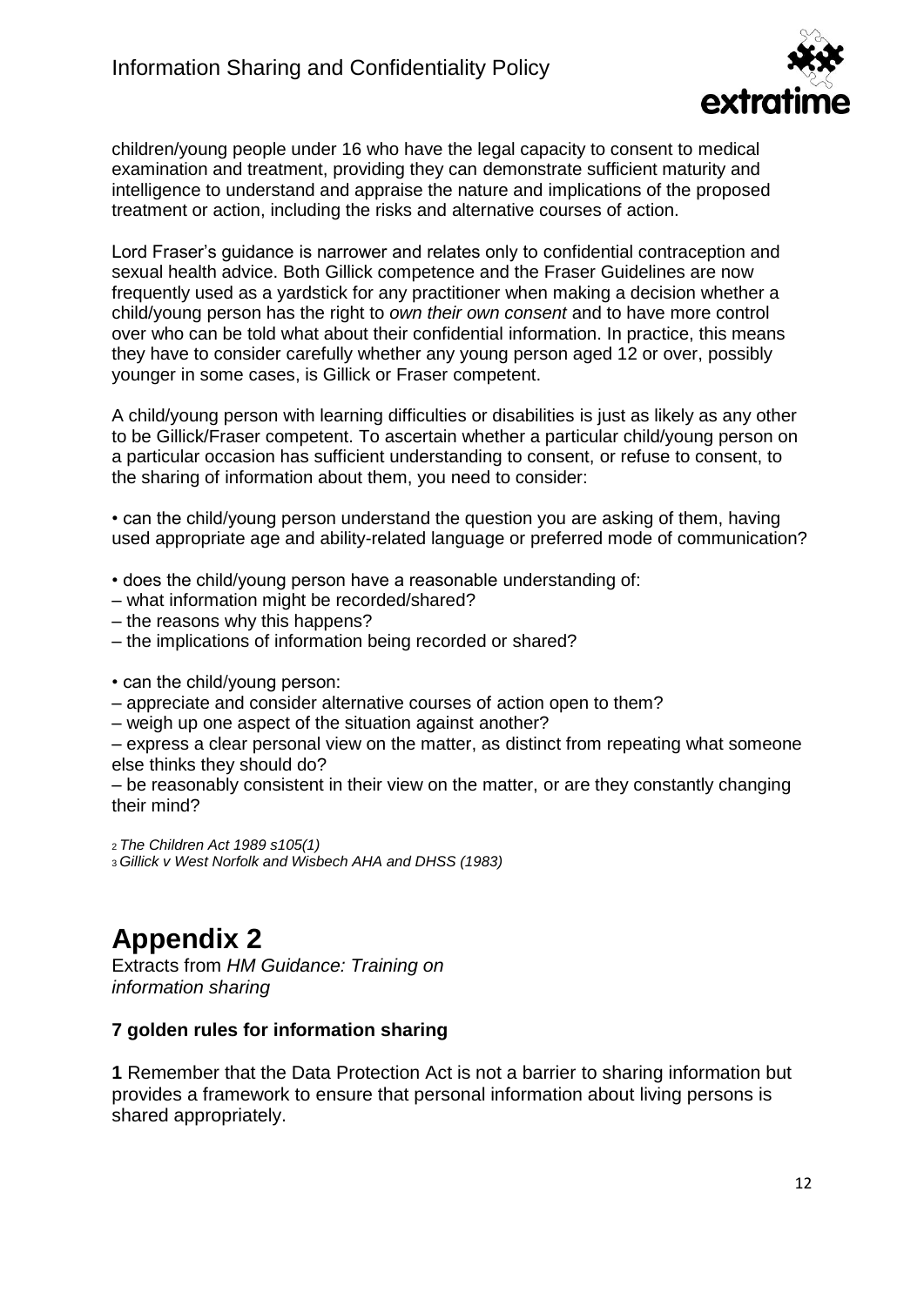children/young people under 16 who have the legal capacity to consent to medical examination and treatment, providing they can demonstrate sufficient maturity and intelligence to understand and appraise the nature and implications of the proposed treatment or action, including the risks and alternative courses of action.

Lord Fraser's guidance is narrower and relates only to confidential contraception and sexual health advice. Both Gillick competence and the Fraser Guidelines are now frequently used as a yardstick for any practitioner when making a decision whether a child/young person has the right to *own their own consent* and to have more control over who can be told what about their confidential information. In practice, this means they have to consider carefully whether any young person aged 12 or over, possibly younger in some cases, is Gillick or Fraser competent.

A child/young person with learning difficulties or disabilities is just as likely as any other to be Gillick/Fraser competent. To ascertain whether a particular child/young person on a particular occasion has sufficient understanding to consent, or refuse to consent, to the sharing of information about them, you need to consider:

• can the child/young person understand the question you are asking of them, having used appropriate age and ability-related language or preferred mode of communication?

• does the child/young person have a reasonable understanding of:
– what information might be recorded/shared?
– the reasons why this happens?
– the implications of information being recorded or shared?

• can the child/young person:
– appreciate and consider alternative courses of action open to them?
– weigh up one aspect of the situation against another?
– express a clear personal view on the matter, as distinct from repeating what someone else thinks they should do?
– be reasonably consistent in their view on the matter, or are they constantly changing their mind?

[2] *The Children Act 1989 s105(1)*
[3] *Gillick v West Norfolk and Wisbech AHA and DHSS (1983)*

# Appendix 2

Extracts from *HM Guidance: Training on information sharing*

### 7 golden rules for information sharing

**1** Remember that the Data Protection Act is not a barrier to sharing information but provides a framework to ensure that personal information about living persons is shared appropriately.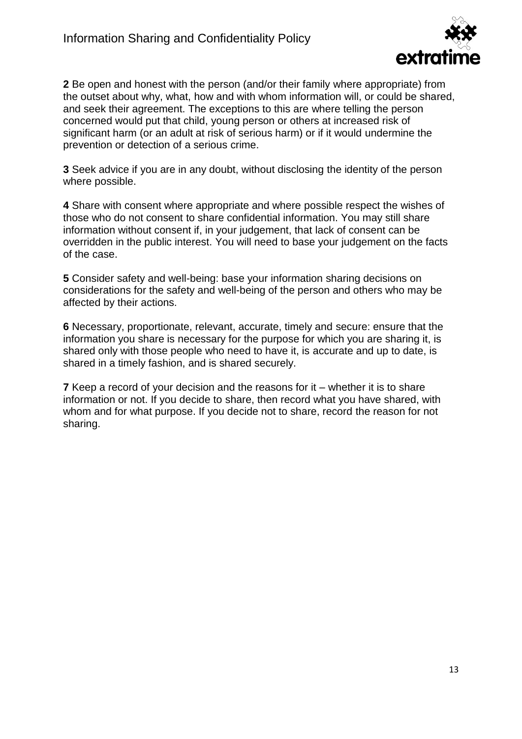**2** Be open and honest with the person (and/or their family where appropriate) from the outset about why, what, how and with whom information will, or could be shared, and seek their agreement. The exceptions to this are where telling the person concerned would put that child, young person or others at increased risk of significant harm (or an adult at risk of serious harm) or if it would undermine the prevention or detection of a serious crime.

**3** Seek advice if you are in any doubt, without disclosing the identity of the person where possible.

**4** Share with consent where appropriate and where possible respect the wishes of those who do not consent to share confidential information. You may still share information without consent if, in your judgement, that lack of consent can be overridden in the public interest. You will need to base your judgement on the facts of the case.

**5** Consider safety and well-being: base your information sharing decisions on considerations for the safety and well-being of the person and others who may be affected by their actions.

**6** Necessary, proportionate, relevant, accurate, timely and secure: ensure that the information you share is necessary for the purpose for which you are sharing it, is shared only with those people who need to have it, is accurate and up to date, is shared in a timely fashion, and is shared securely.

**7** Keep a record of your decision and the reasons for it – whether it is to share information or not. If you decide to share, then record what you have shared, with whom and for what purpose. If you decide not to share, record the reason for not sharing.